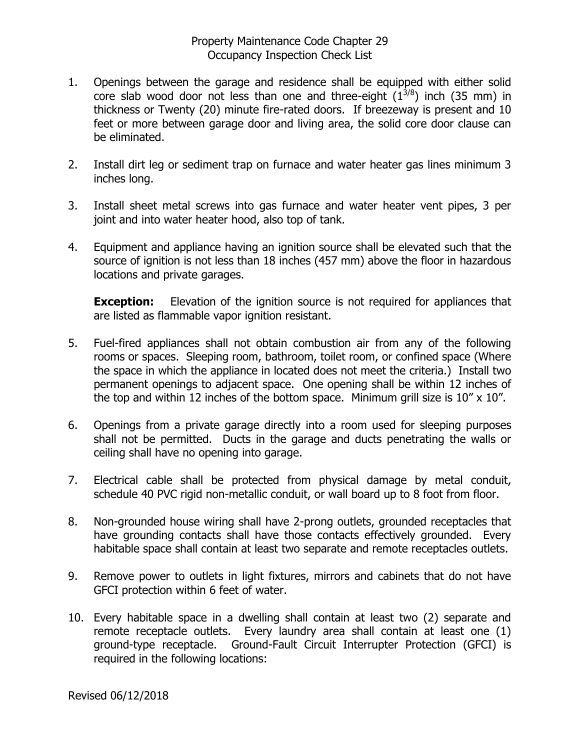# Property Maintenance Code Chapter 29
## Occupancy Inspection Check List

1. Openings between the garage and residence shall be equipped with either solid core slab wood door not less than one and three-eight ($1^{3/8}$) inch (35 mm) in thickness or Twenty (20) minute fire-rated doors. If breezeway is present and 10 feet or more between garage door and living area, the solid core door clause can be eliminated.

2. Install dirt leg or sediment trap on furnace and water heater gas lines minimum 3 inches long.

3. Install sheet metal screws into gas furnace and water heater vent pipes, 3 per joint and into water heater hood, also top of tank.

4. Equipment and appliance having an ignition source shall be elevated such that the source of ignition is not less than 18 inches (457 mm) above the floor in hazardous locations and private garages.

   **Exception:** Elevation of the ignition source is not required for appliances that are listed as flammable vapor ignition resistant.

5. Fuel-fired appliances shall not obtain combustion air from any of the following rooms or spaces. Sleeping room, bathroom, toilet room, or confined space (Where the space in which the appliance in located does not meet the criteria.) Install two permanent openings to adjacent space. One opening shall be within 12 inches of the top and within 12 inches of the bottom space. Minimum grill size is 10" x 10".

6. Openings from a private garage directly into a room used for sleeping purposes shall not be permitted. Ducts in the garage and ducts penetrating the walls or ceiling shall have no opening into garage.

7. Electrical cable shall be protected from physical damage by metal conduit, schedule 40 PVC rigid non-metallic conduit, or wall board up to 8 foot from floor.

8. Non-grounded house wiring shall have 2-prong outlets, grounded receptacles that have grounding contacts shall have those contacts effectively grounded. Every habitable space shall contain at least two separate and remote receptacles outlets.

9. Remove power to outlets in light fixtures, mirrors and cabinets that do not have GFCI protection within 6 feet of water.

10. Every habitable space in a dwelling shall contain at least two (2) separate and remote receptacle outlets. Every laundry area shall contain at least one (1) ground-type receptacle. Ground-Fault Circuit Interrupter Protection (GFCI) is required in the following locations:

Revised 06/12/2018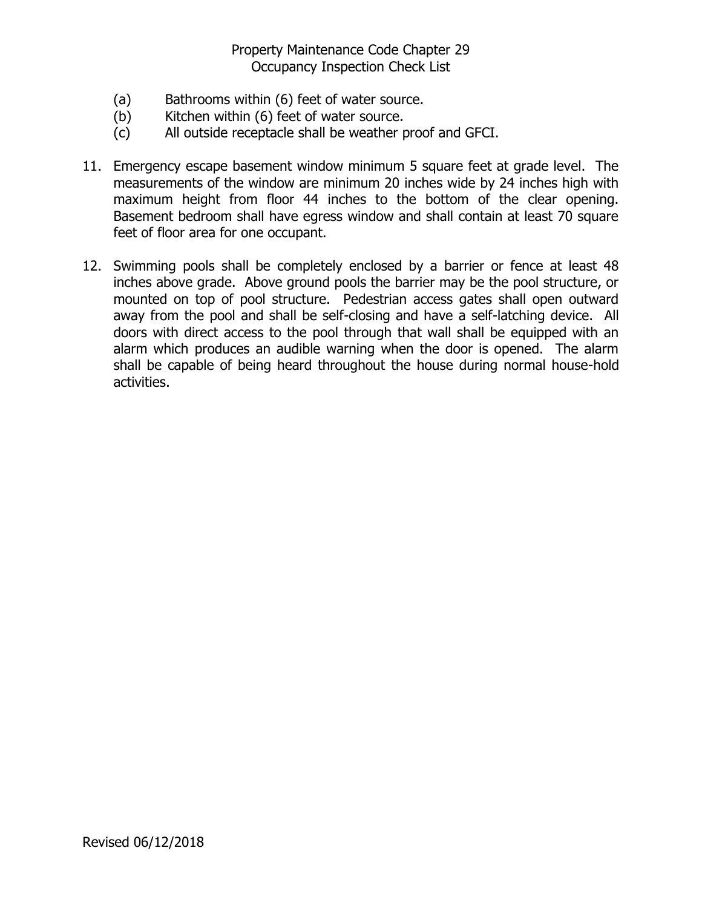(a) Bathrooms within (6) feet of water source.
(b) Kitchen within (6) feet of water source.
(c) All outside receptacle shall be weather proof and GFCI.

11. Emergency escape basement window minimum 5 square feet at grade level. The measurements of the window are minimum 20 inches wide by 24 inches high with maximum height from floor 44 inches to the bottom of the clear opening. Basement bedroom shall have egress window and shall contain at least 70 square feet of floor area for one occupant.

12. Swimming pools shall be completely enclosed by a barrier or fence at least 48 inches above grade. Above ground pools the barrier may be the pool structure, or mounted on top of pool structure. Pedestrian access gates shall open outward away from the pool and shall be self-closing and have a self-latching device. All doors with direct access to the pool through that wall shall be equipped with an alarm which produces an audible warning when the door is opened. The alarm shall be capable of being heard throughout the house during normal house-hold activities.

Revised 06/12/2018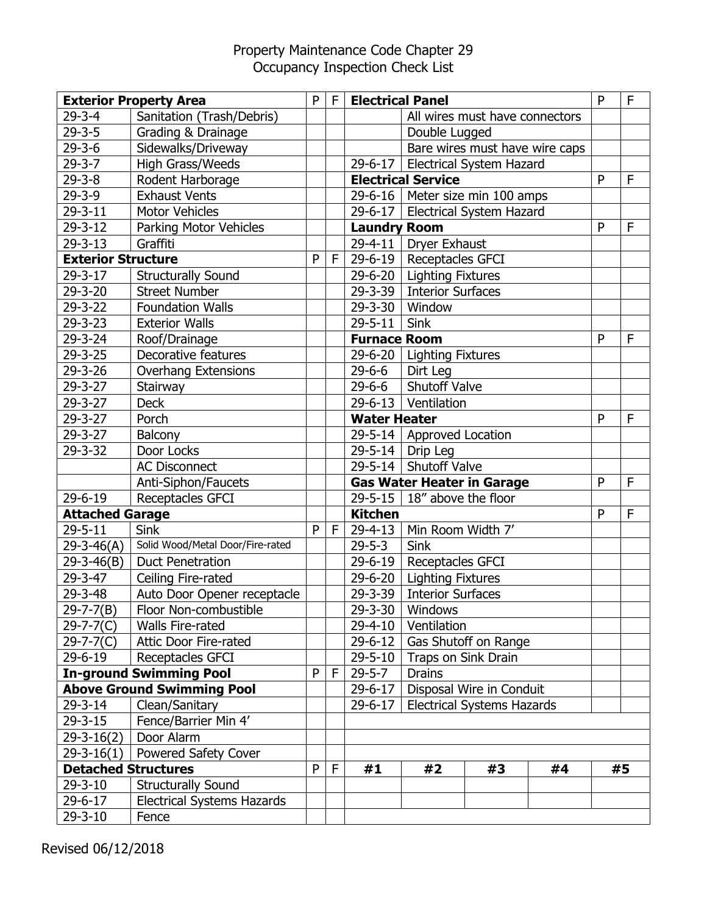# Property Maintenance Code Chapter 29
## Occupancy Inspection Check List

| Exterior Property Area | | P | F | Electrical Panel | | P | F |
|---|---|---|---|---|---|---|---|
| 29-3-4 | Sanitation (Trash/Debris) | | | | All wires must have connectors | | |
| 29-3-5 | Grading & Drainage | | | | Double Lugged | | |
| 29-3-6 | Sidewalks/Driveway | | | | Bare wires must have wire caps | | |
| 29-3-7 | High Grass/Weeds | | | 29-6-17 | Electrical System Hazard | | |
| 29-3-8 | Rodent Harborage | | | **Electrical Service** | | P | F |
| 29-3-9 | Exhaust Vents | | | 29-6-16 | Meter size min 100 amps | | |
| 29-3-11 | Motor Vehicles | | | 29-6-17 | Electrical System Hazard | | |
| 29-3-12 | Parking Motor Vehicles | | | **Laundry Room** | | P | F |
| 29-3-13 | Graffiti | | | 29-4-11 | Dryer Exhaust | | |
| **Exterior Structure** | | P | F | 29-6-19 | Receptacles GFCI | | |
| 29-3-17 | Structurally Sound | | | 29-6-20 | Lighting Fixtures | | |
| 29-3-20 | Street Number | | | 29-3-39 | Interior Surfaces | | |
| 29-3-22 | Foundation Walls | | | 29-3-30 | Window | | |
| 29-3-23 | Exterior Walls | | | 29-5-11 | Sink | | |
| 29-3-24 | Roof/Drainage | | | **Furnace Room** | | P | F |
| 29-3-25 | Decorative features | | | 29-6-20 | Lighting Fixtures | | |
| 29-3-26 | Overhang Extensions | | | 29-6-6 | Dirt Leg | | |
| 29-3-27 | Stairway | | | 29-6-6 | Shutoff Valve | | |
| 29-3-27 | Deck | | | 29-6-13 | Ventilation | | |
| 29-3-27 | Porch | | | **Water Heater** | | P | F |
| 29-3-27 | Balcony | | | 29-5-14 | Approved Location | | |
| 29-3-32 | Door Locks | | | 29-5-14 | Drip Leg | | |
| | AC Disconnect | | | 29-5-14 | Shutoff Valve | | |
| | Anti-Siphon/Faucets | | | **Gas Water Heater in Garage** | | P | F |
| 29-6-19 | Receptacles GFCI | | | 29-5-15 | 18" above the floor | | |
| **Attached Garage** | | | | **Kitchen** | | P | F |
| 29-5-11 | Sink | P | F | 29-4-13 | Min Room Width 7' | | |
| 29-3-46(A) | Solid Wood/Metal Door/Fire-rated | | | 29-5-3 | Sink | | |
| 29-3-46(B) | Duct Penetration | | | 29-6-19 | Receptacles GFCI | | |
| 29-3-47 | Ceiling Fire-rated | | | 29-6-20 | Lighting Fixtures | | |
| 29-3-48 | Auto Door Opener receptacle | | | 29-3-39 | Interior Surfaces | | |
| 29-7-7(B) | Floor Non-combustible | | | 29-3-30 | Windows | | |
| 29-7-7(C) | Walls Fire-rated | | | 29-4-10 | Ventilation | | |
| 29-7-7(C) | Attic Door Fire-rated | | | 29-6-12 | Gas Shutoff on Range | | |
| 29-6-19 | Receptacles GFCI | | | 29-5-10 | Traps on Sink Drain | | |
| **In-ground Swimming Pool** | | P | F | 29-5-7 | Drains | | |
| **Above Ground Swimming Pool** | | | | 29-6-17 | Disposal Wire in Conduit | | |
| 29-3-14 | Clean/Sanitary | | | 29-6-17 | Electrical Systems Hazards | | |
| 29-3-15 | Fence/Barrier Min 4' | | | | | | |
| 29-3-16(2) | Door Alarm | | | | | | |
| 29-3-16(1) | Powered Safety Cover | | | | | | |
| **Detached Structures** | | P | F | **#1** | **#2** | **#3** | **#4** | **#5** |
| 29-3-10 | Structurally Sound | | | | | | | |
| 29-6-17 | Electrical Systems Hazards | | | | | | | |
| 29-3-10 | Fence | | | | | | | |

Revised 06/12/2018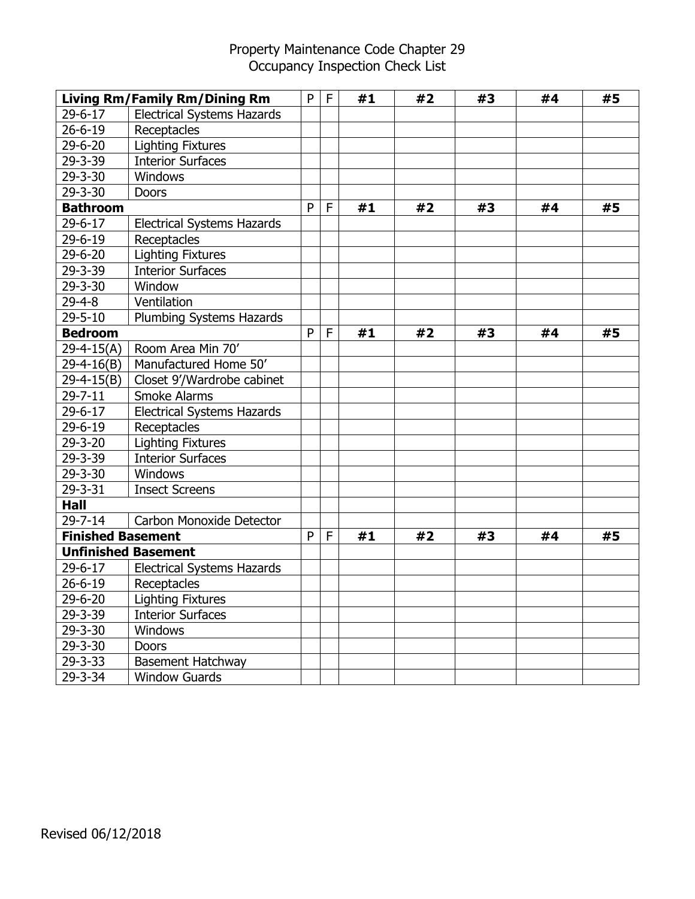# Property Maintenance Code Chapter 29
## Occupancy Inspection Check List

| **Living Rm/Family Rm/Dining Rm** | | P | F | **#1** | **#2** | **#3** | **#4** | **#5** |
|---|---|---|---|---|---|---|---|---|
| 29-6-17 | Electrical Systems Hazards | | | | | | | |
| 26-6-19 | Receptacles | | | | | | | |
| 29-6-20 | Lighting Fixtures | | | | | | | |
| 29-3-39 | Interior Surfaces | | | | | | | |
| 29-3-30 | Windows | | | | | | | |
| 29-3-30 | Doors | | | | | | | |
| **Bathroom** | | P | F | **#1** | **#2** | **#3** | **#4** | **#5** |
| 29-6-17 | Electrical Systems Hazards | | | | | | | |
| 29-6-19 | Receptacles | | | | | | | |
| 29-6-20 | Lighting Fixtures | | | | | | | |
| 29-3-39 | Interior Surfaces | | | | | | | |
| 29-3-30 | Window | | | | | | | |
| 29-4-8 | Ventilation | | | | | | | |
| 29-5-10 | Plumbing Systems Hazards | | | | | | | |
| **Bedroom** | | P | F | **#1** | **#2** | **#3** | **#4** | **#5** |
| 29-4-15(A) | Room Area Min 70' | | | | | | | |
| 29-4-16(B) | Manufactured Home 50' | | | | | | | |
| 29-4-15(B) | Closet 9'/Wardrobe cabinet | | | | | | | |
| 29-7-11 | Smoke Alarms | | | | | | | |
| 29-6-17 | Electrical Systems Hazards | | | | | | | |
| 29-6-19 | Receptacles | | | | | | | |
| 29-3-20 | Lighting Fixtures | | | | | | | |
| 29-3-39 | Interior Surfaces | | | | | | | |
| 29-3-30 | Windows | | | | | | | |
| 29-3-31 | Insect Screens | | | | | | | |
| **Hall** | | | | | | | | |
| 29-7-14 | Carbon Monoxide Detector | | | | | | | |
| **Finished Basement** | | P | F | **#1** | **#2** | **#3** | **#4** | **#5** |
| **Unfinished Basement** | | | | | | | | |
| 29-6-17 | Electrical Systems Hazards | | | | | | | |
| 26-6-19 | Receptacles | | | | | | | |
| 29-6-20 | Lighting Fixtures | | | | | | | |
| 29-3-39 | Interior Surfaces | | | | | | | |
| 29-3-30 | Windows | | | | | | | |
| 29-3-30 | Doors | | | | | | | |
| 29-3-33 | Basement Hatchway | | | | | | | |
| 29-3-34 | Window Guards | | | | | | | |

Revised 06/12/2018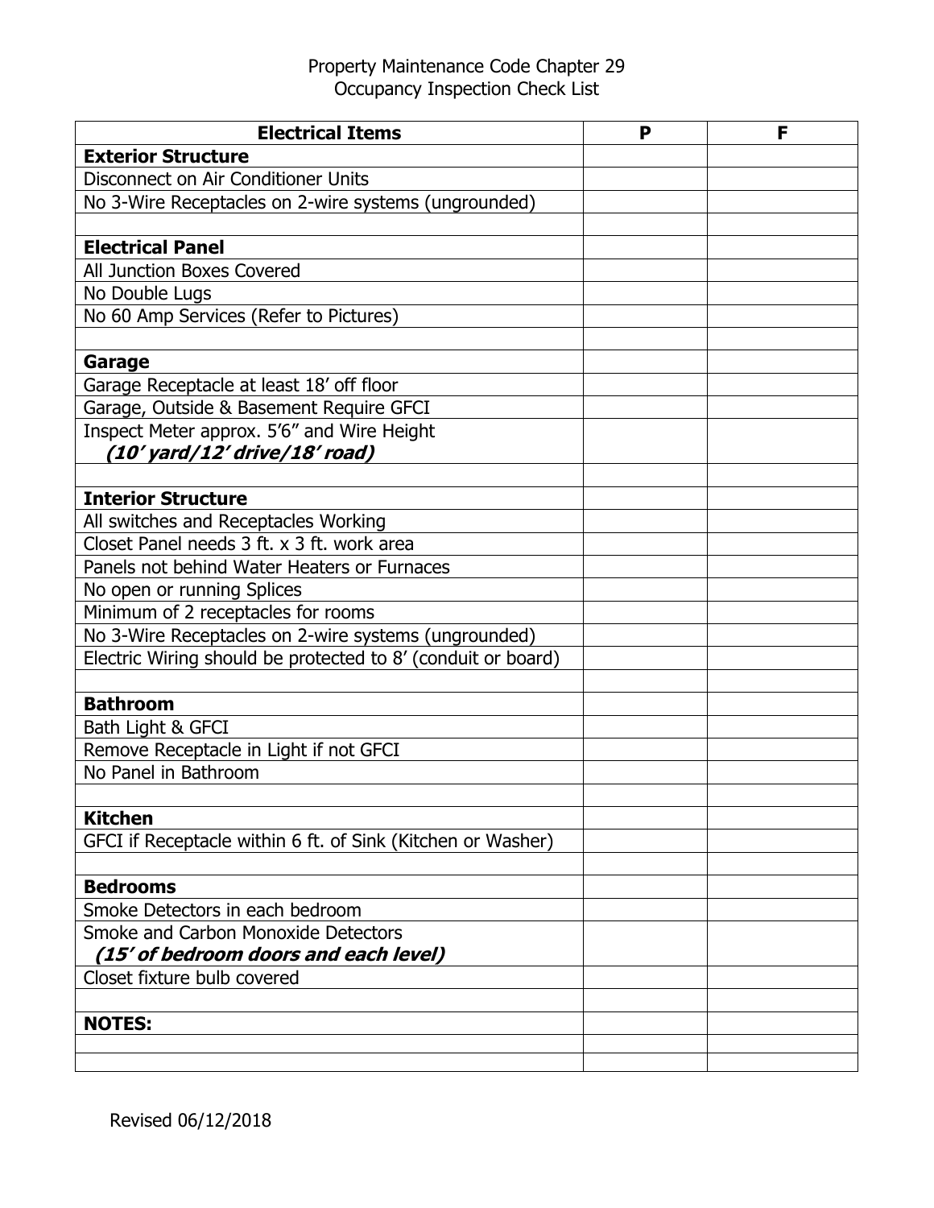Property Maintenance Code Chapter 29
Occupancy Inspection Check List

| Electrical Items | P | F |
|---|---|---|
| **Exterior Structure** | | |
| Disconnect on Air Conditioner Units | | |
| No 3-Wire Receptacles on 2-wire systems (ungrounded) | | |
| | | |
| **Electrical Panel** | | |
| All Junction Boxes Covered | | |
| No Double Lugs | | |
| No 60 Amp Services (Refer to Pictures) | | |
| | | |
| **Garage** | | |
| Garage Receptacle at least 18' off floor | | |
| Garage, Outside & Basement Require GFCI | | |
| Inspect Meter approx. 5'6" and Wire Height ***(10' yard/12' drive/18' road)*** | | |
| | | |
| **Interior Structure** | | |
| All switches and Receptacles Working | | |
| Closet Panel needs 3 ft. x 3 ft. work area | | |
| Panels not behind Water Heaters or Furnaces | | |
| No open or running Splices | | |
| Minimum of 2 receptacles for rooms | | |
| No 3-Wire Receptacles on 2-wire systems (ungrounded) | | |
| Electric Wiring should be protected to 8' (conduit or board) | | |
| | | |
| **Bathroom** | | |
| Bath Light & GFCI | | |
| Remove Receptacle in Light if not GFCI | | |
| No Panel in Bathroom | | |
| | | |
| **Kitchen** | | |
| GFCI if Receptacle within 6 ft. of Sink (Kitchen or Washer) | | |
| | | |
| **Bedrooms** | | |
| Smoke Detectors in each bedroom | | |
| Smoke and Carbon Monoxide Detectors ***(15' of bedroom doors and each level)*** | | |
| Closet fixture bulb covered | | |
| | | |
| **NOTES:** | | |
| | | |
| | | |

Revised 06/12/2018